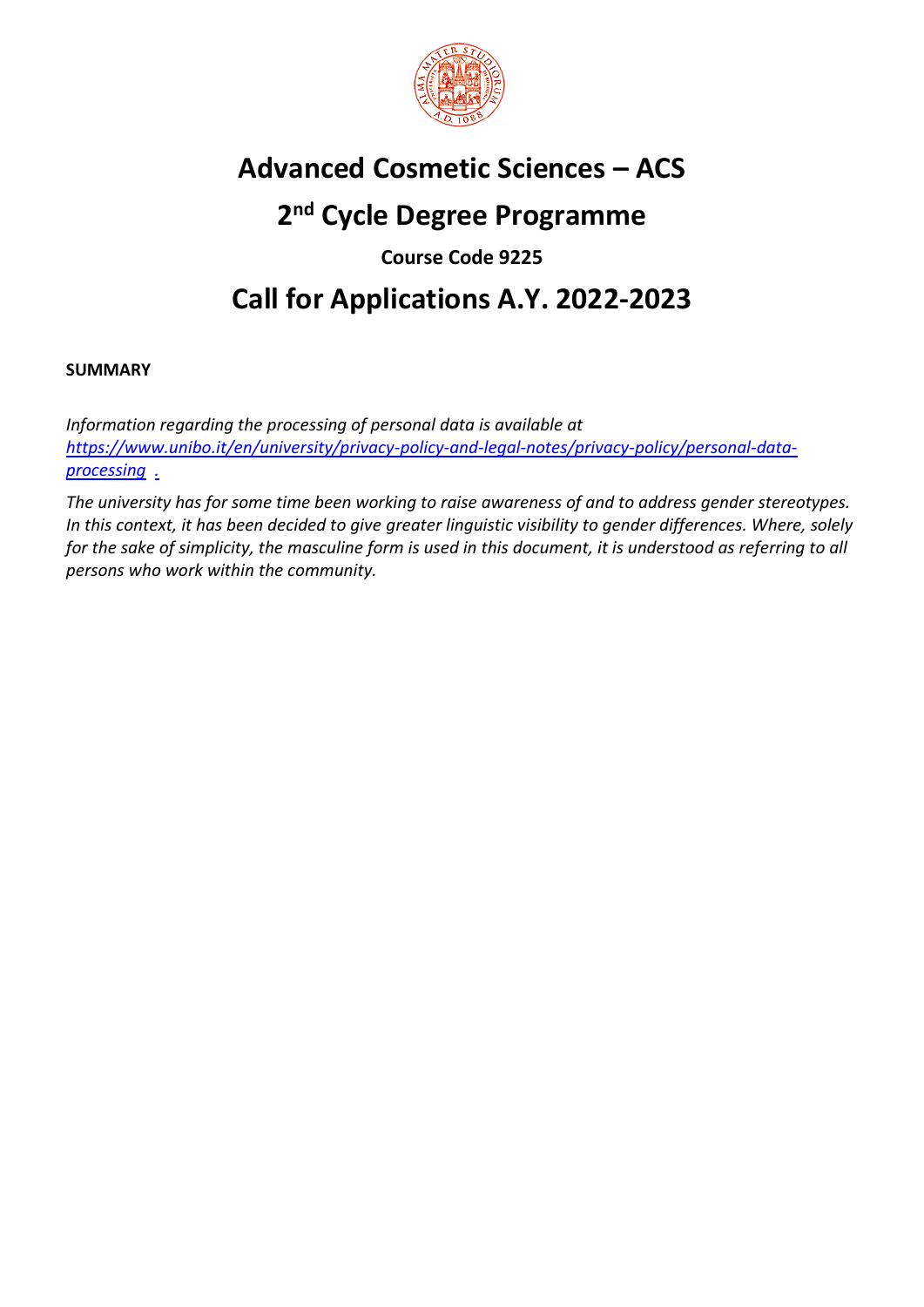# Advanced Cosmetic Sciences – ACS

# 2nd Cycle Degree Programme

### Course Code 9225

# Call for Applications A.Y. 2022-2023

**SUMMARY**

*Information regarding the processing of personal data is available at [https://www.unibo.it/en/university/privacy-policy-and-legal-notes/privacy-policy/personal-data-processing](https://www.unibo.it/en/university/privacy-policy-and-legal-notes/privacy-policy/personal-data-processing) .*

*The university has for some time been working to raise awareness of and to address gender stereotypes. In this context, it has been decided to give greater linguistic visibility to gender differences. Where, solely for the sake of simplicity, the masculine form is used in this document, it is understood as referring to all persons who work within the community.*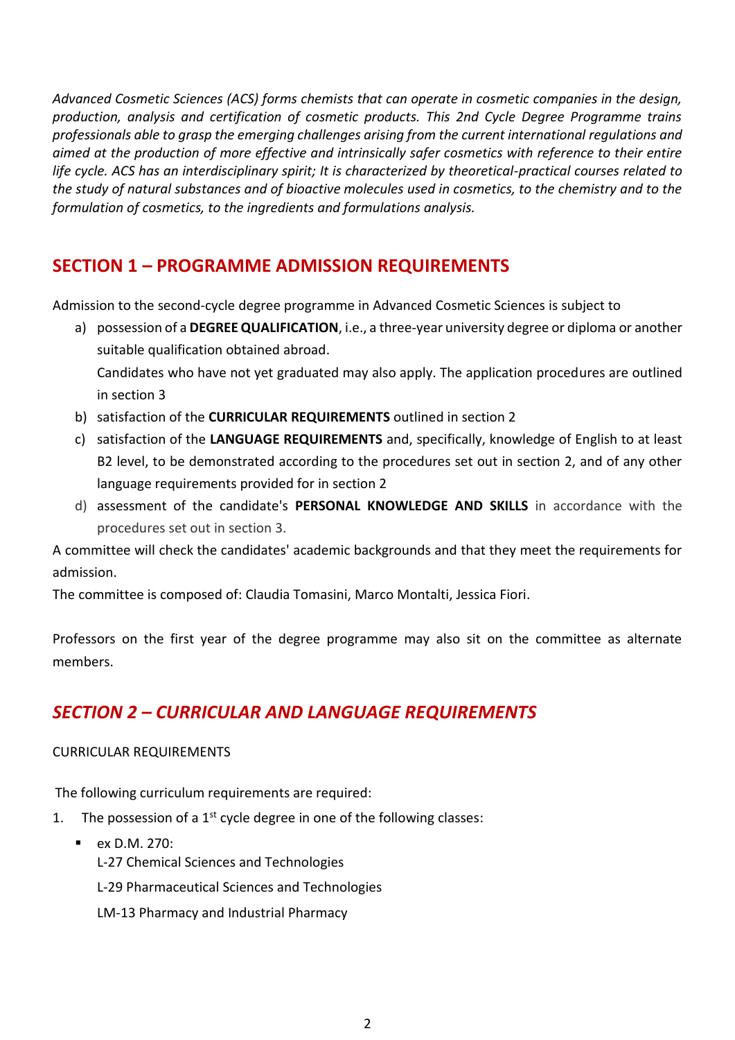*Advanced Cosmetic Sciences (ACS) forms chemists that can operate in cosmetic companies in the design, production, analysis and certification of cosmetic products. This 2nd Cycle Degree Programme trains professionals able to grasp the emerging challenges arising from the current international regulations and aimed at the production of more effective and intrinsically safer cosmetics with reference to their entire life cycle. ACS has an interdisciplinary spirit; It is characterized by theoretical-practical courses related to the study of natural substances and of bioactive molecules used in cosmetics, to the chemistry and to the formulation of cosmetics, to the ingredients and formulations analysis.*

## SECTION 1 – PROGRAMME ADMISSION REQUIREMENTS

Admission to the second-cycle degree programme in Advanced Cosmetic Sciences is subject to

a) possession of a **DEGREE QUALIFICATION**, i.e., a three-year university degree or diploma or another suitable qualification obtained abroad.

   Candidates who have not yet graduated may also apply. The application procedures are outlined in section 3

b) satisfaction of the **CURRICULAR REQUIREMENTS** outlined in section 2

c) satisfaction of the **LANGUAGE REQUIREMENTS** and, specifically, knowledge of English to at least B2 level, to be demonstrated according to the procedures set out in section 2, and of any other language requirements provided for in section 2

d) assessment of the candidate's **PERSONAL KNOWLEDGE AND SKILLS** in accordance with the procedures set out in section 3.

A committee will check the candidates' academic backgrounds and that they meet the requirements for admission.

The committee is composed of: Claudia Tomasini, Marco Montalti, Jessica Fiori.

Professors on the first year of the degree programme may also sit on the committee as alternate members.

## *SECTION 2 – CURRICULAR AND LANGUAGE REQUIREMENTS*

CURRICULAR REQUIREMENTS

The following curriculum requirements are required:

1. The possession of a 1st cycle degree in one of the following classes:
   - ex D.M. 270:
     L-27 Chemical Sciences and Technologies
     L-29 Pharmaceutical Sciences and Technologies
     LM-13 Pharmacy and Industrial Pharmacy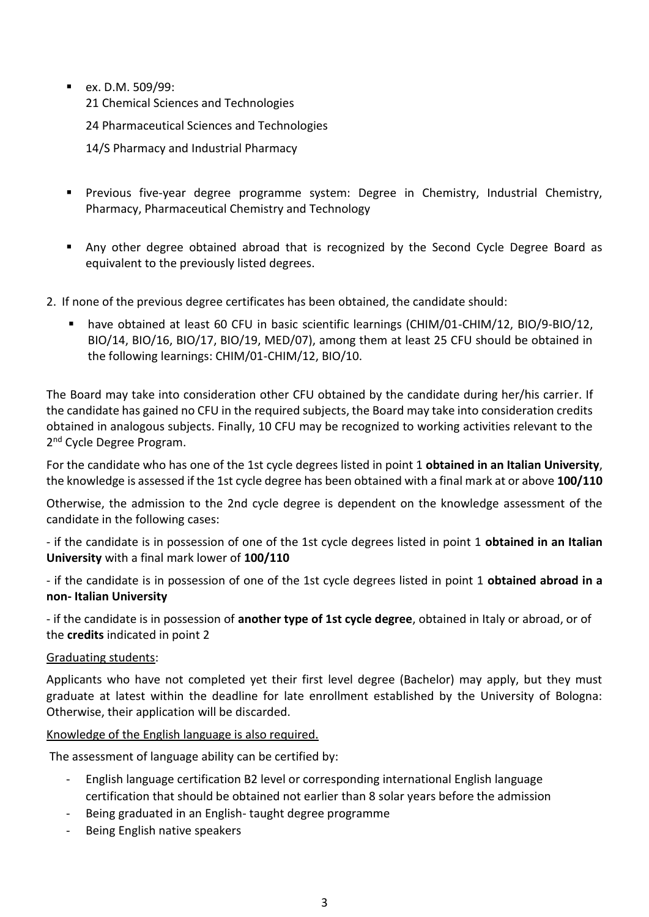- ex. D.M. 509/99:
  21 Chemical Sciences and Technologies

  24 Pharmaceutical Sciences and Technologies

  14/S Pharmacy and Industrial Pharmacy

- Previous five-year degree programme system: Degree in Chemistry, Industrial Chemistry, Pharmacy, Pharmaceutical Chemistry and Technology

- Any other degree obtained abroad that is recognized by the Second Cycle Degree Board as equivalent to the previously listed degrees.

2. If none of the previous degree certificates has been obtained, the candidate should:

   - have obtained at least 60 CFU in basic scientific learnings (CHIM/01-CHIM/12, BIO/9-BIO/12, BIO/14, BIO/16, BIO/17, BIO/19, MED/07), among them at least 25 CFU should be obtained in the following learnings: CHIM/01-CHIM/12, BIO/10.

The Board may take into consideration other CFU obtained by the candidate during her/his carrier. If the candidate has gained no CFU in the required subjects, the Board may take into consideration credits obtained in analogous subjects. Finally, 10 CFU may be recognized to working activities relevant to the 2nd Cycle Degree Program.

For the candidate who has one of the 1st cycle degrees listed in point 1 **obtained in an Italian University**, the knowledge is assessed if the 1st cycle degree has been obtained with a final mark at or above **100/110**

Otherwise, the admission to the 2nd cycle degree is dependent on the knowledge assessment of the candidate in the following cases:

- if the candidate is in possession of one of the 1st cycle degrees listed in point 1 **obtained in an Italian University** with a final mark lower of **100/110**

- if the candidate is in possession of one of the 1st cycle degrees listed in point 1 **obtained abroad in a non- Italian University**

- if the candidate is in possession of **another type of 1st cycle degree**, obtained in Italy or abroad, or of the **credits** indicated in point 2

<u>Graduating students</u>:

Applicants who have not completed yet their first level degree (Bachelor) may apply, but they must graduate at latest within the deadline for late enrollment established by the University of Bologna: Otherwise, their application will be discarded.

<u>Knowledge of the English language is also required.</u>

The assessment of language ability can be certified by:

- English language certification B2 level or corresponding international English language certification that should be obtained not earlier than 8 solar years before the admission
- Being graduated in an English- taught degree programme
- Being English native speakers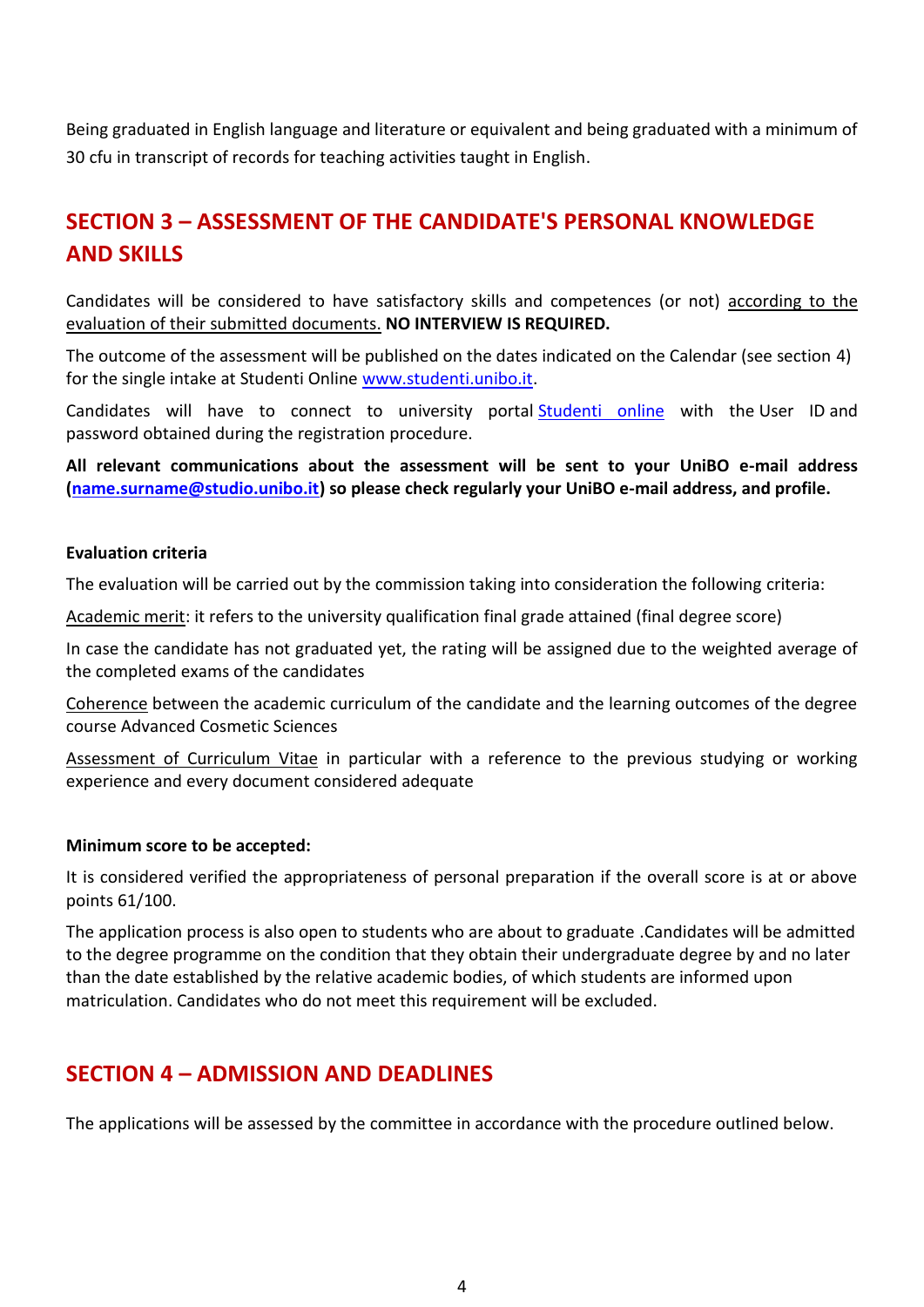Being graduated in English language and literature or equivalent and being graduated with a minimum of 30 cfu in transcript of records for teaching activities taught in English.

## SECTION 3 – ASSESSMENT OF THE CANDIDATE'S PERSONAL KNOWLEDGE AND SKILLS

Candidates will be considered to have satisfactory skills and competences (or not) according to the evaluation of their submitted documents. **NO INTERVIEW IS REQUIRED.**

The outcome of the assessment will be published on the dates indicated on the Calendar (see section 4) for the single intake at Studenti Online [www.studenti.unibo.it](www.studenti.unibo.it).

Candidates will have to connect to university portal [Studenti online](www.studenti.unibo.it) with the User ID and password obtained during the registration procedure.

**All relevant communications about the assessment will be sent to your UniBO e-mail address ([name.surname@studio.unibo.it](mailto:name.surname@studio.unibo.it)) so please check regularly your UniBO e-mail address, and profile.**

**Evaluation criteria**

The evaluation will be carried out by the commission taking into consideration the following criteria:

Academic merit: it refers to the university qualification final grade attained (final degree score)

In case the candidate has not graduated yet, the rating will be assigned due to the weighted average of the completed exams of the candidates

Coherence between the academic curriculum of the candidate and the learning outcomes of the degree course Advanced Cosmetic Sciences

Assessment of Curriculum Vitae in particular with a reference to the previous studying or working experience and every document considered adequate

**Minimum score to be accepted:**

It is considered verified the appropriateness of personal preparation if the overall score is at or above points 61/100.

The application process is also open to students who are about to graduate .Candidates will be admitted to the degree programme on the condition that they obtain their undergraduate degree by and no later than the date established by the relative academic bodies, of which students are informed upon matriculation. Candidates who do not meet this requirement will be excluded.

## SECTION 4 – ADMISSION AND DEADLINES

The applications will be assessed by the committee in accordance with the procedure outlined below.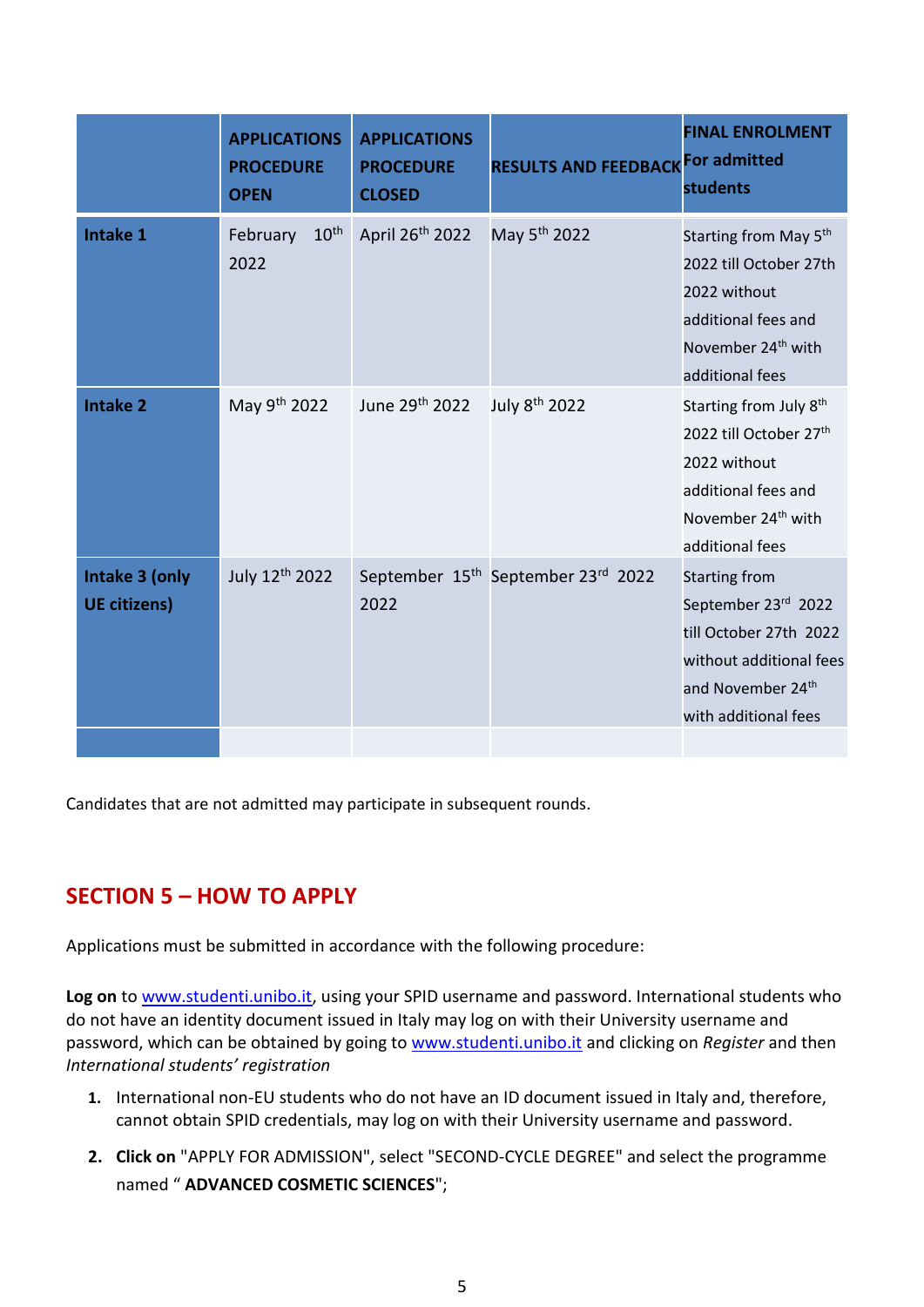| | APPLICATIONS PROCEDURE OPEN | APPLICATIONS PROCEDURE CLOSED | RESULTS AND FEEDBACK | FINAL ENROLMENT For admitted students |
|---|---|---|---|---|
| **Intake 1** | February 10th 2022 | April 26th 2022 | May 5th 2022 | Starting from May 5th 2022 till October 27th 2022 without additional fees and November 24th with additional fees |
| **Intake 2** | May 9th 2022 | June 29th 2022 | July 8th 2022 | Starting from July 8th 2022 till October 27th 2022 without additional fees and November 24th with additional fees |
| **Intake 3 (only UE citizens)** | July 12th 2022 | September 15th 2022 | September 23rd 2022 | Starting from September 23rd 2022 till October 27th 2022 without additional fees and November 24th with additional fees |
| | | | | |

Candidates that are not admitted may participate in subsequent rounds.

## SECTION 5 – HOW TO APPLY

Applications must be submitted in accordance with the following procedure:

**Log on** to www.studenti.unibo.it, using your SPID username and password. International students who do not have an identity document issued in Italy may log on with their University username and password, which can be obtained by going to www.studenti.unibo.it and clicking on *Register* and then *International students' registration*

1. International non-EU students who do not have an ID document issued in Italy and, therefore, cannot obtain SPID credentials, may log on with their University username and password.
2. **Click on** "APPLY FOR ADMISSION", select "SECOND-CYCLE DEGREE" and select the programme named " **ADVANCED COSMETIC SCIENCES**";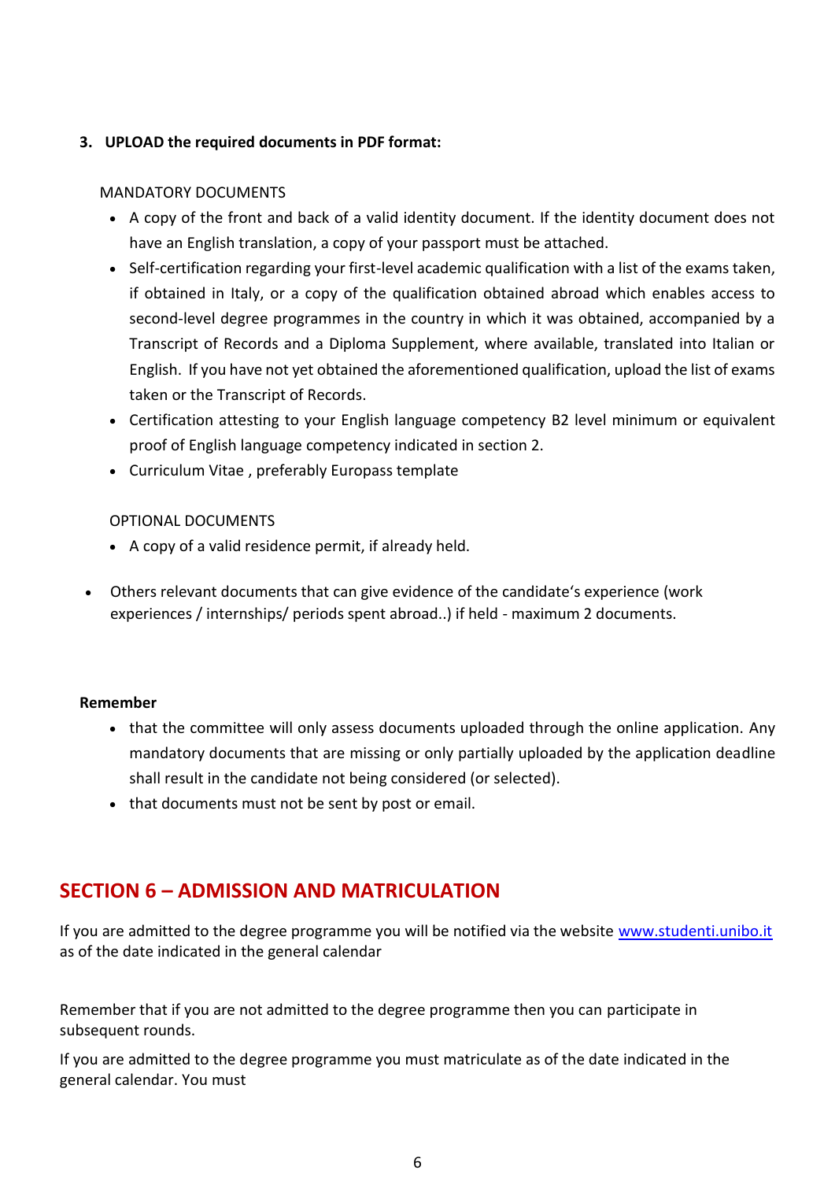3. **UPLOAD the required documents in PDF format:**

MANDATORY DOCUMENTS

- A copy of the front and back of a valid identity document. If the identity document does not have an English translation, a copy of your passport must be attached.
- Self-certification regarding your first-level academic qualification with a list of the exams taken, if obtained in Italy, or a copy of the qualification obtained abroad which enables access to second-level degree programmes in the country in which it was obtained, accompanied by a Transcript of Records and a Diploma Supplement, where available, translated into Italian or English. If you have not yet obtained the aforementioned qualification, upload the list of exams taken or the Transcript of Records.
- Certification attesting to your English language competency B2 level minimum or equivalent proof of English language competency indicated in section 2.
- Curriculum Vitae , preferably Europass template

OPTIONAL DOCUMENTS

- A copy of a valid residence permit, if already held.

- Others relevant documents that can give evidence of the candidate's experience (work experiences / internships/ periods spent abroad..) if held - maximum 2 documents.

**Remember**

- that the committee will only assess documents uploaded through the online application. Any mandatory documents that are missing or only partially uploaded by the application deadline shall result in the candidate not being considered (or selected).
- that documents must not be sent by post or email.

## SECTION 6 – ADMISSION AND MATRICULATION

If you are admitted to the degree programme you will be notified via the website www.studenti.unibo.it as of the date indicated in the general calendar

Remember that if you are not admitted to the degree programme then you can participate in subsequent rounds.

If you are admitted to the degree programme you must matriculate as of the date indicated in the general calendar. You must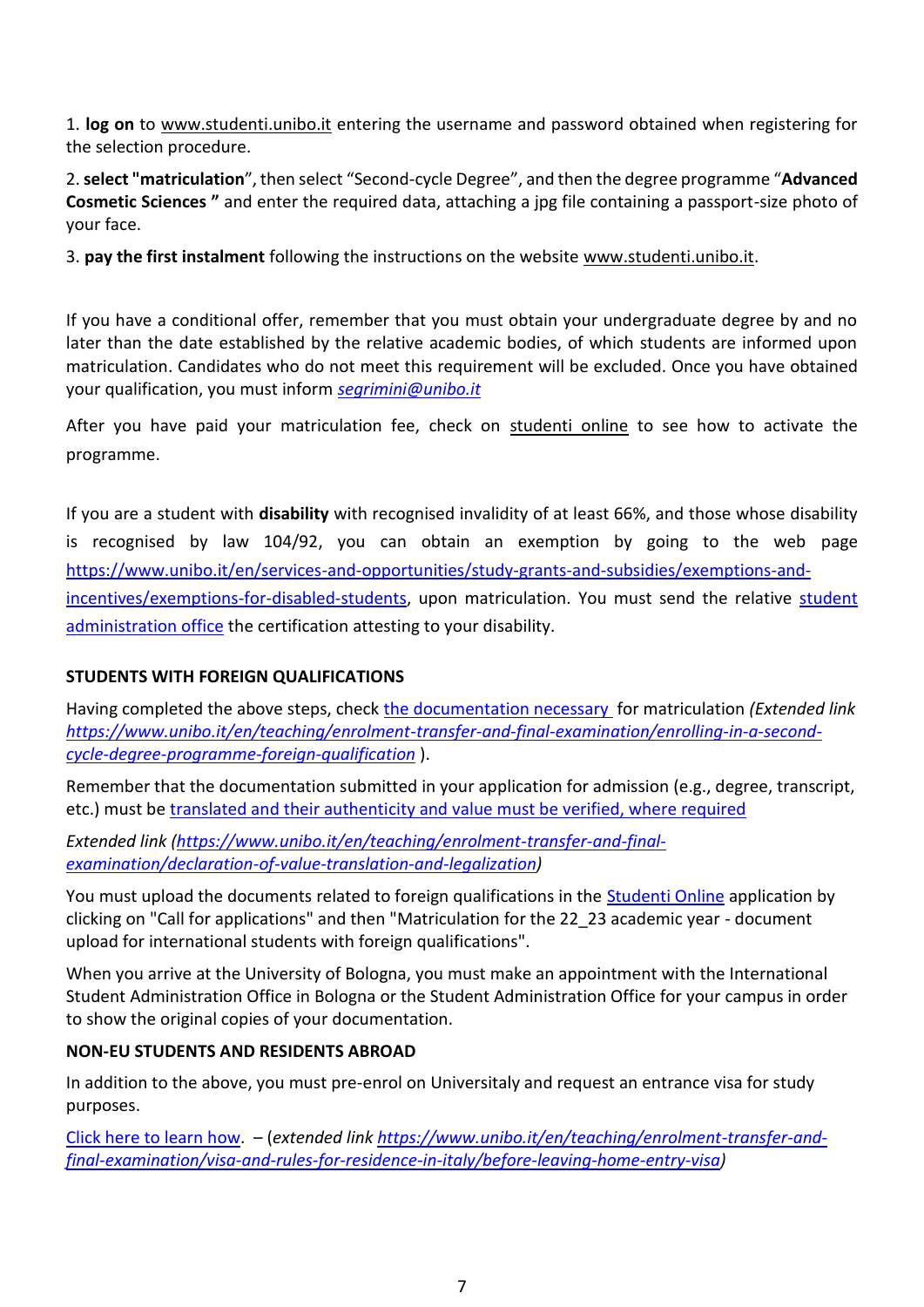1. **log on** to www.studenti.unibo.it entering the username and password obtained when registering for the selection procedure.

2. **select "matriculation**", then select "Second-cycle Degree", and then the degree programme "**Advanced Cosmetic Sciences "** and enter the required data, attaching a jpg file containing a passport-size photo of your face.

3. **pay the first instalment** following the instructions on the website www.studenti.unibo.it.

If you have a conditional offer, remember that you must obtain your undergraduate degree by and no later than the date established by the relative academic bodies, of which students are informed upon matriculation. Candidates who do not meet this requirement will be excluded. Once you have obtained your qualification, you must inform *segrimini@unibo.it*

After you have paid your matriculation fee, check on studenti online to see how to activate the programme.

If you are a student with **disability** with recognised invalidity of at least 66%, and those whose disability is recognised by law 104/92, you can obtain an exemption by going to the web page https://www.unibo.it/en/services-and-opportunities/study-grants-and-subsidies/exemptions-and-incentives/exemptions-for-disabled-students, upon matriculation. You must send the relative student administration office the certification attesting to your disability.

**STUDENTS WITH FOREIGN QUALIFICATIONS**

Having completed the above steps, check the documentation necessary for matriculation *(Extended link https://www.unibo.it/en/teaching/enrolment-transfer-and-final-examination/enrolling-in-a-second-cycle-degree-programme-foreign-qualification* ).

Remember that the documentation submitted in your application for admission (e.g., degree, transcript, etc.) must be translated and their authenticity and value must be verified, where required

*Extended link (https://www.unibo.it/en/teaching/enrolment-transfer-and-final-examination/declaration-of-value-translation-and-legalization)*

You must upload the documents related to foreign qualifications in the Studenti Online application by clicking on "Call for applications" and then "Matriculation for the 22_23 academic year - document upload for international students with foreign qualifications".

When you arrive at the University of Bologna, you must make an appointment with the International Student Administration Office in Bologna or the Student Administration Office for your campus in order to show the original copies of your documentation.

**NON-EU STUDENTS AND RESIDENTS ABROAD**

In addition to the above, you must pre-enrol on Universitaly and request an entrance visa for study purposes.

Click here to learn how. – (*extended link https://www.unibo.it/en/teaching/enrolment-transfer-and-final-examination/visa-and-rules-for-residence-in-italy/before-leaving-home-entry-visa*)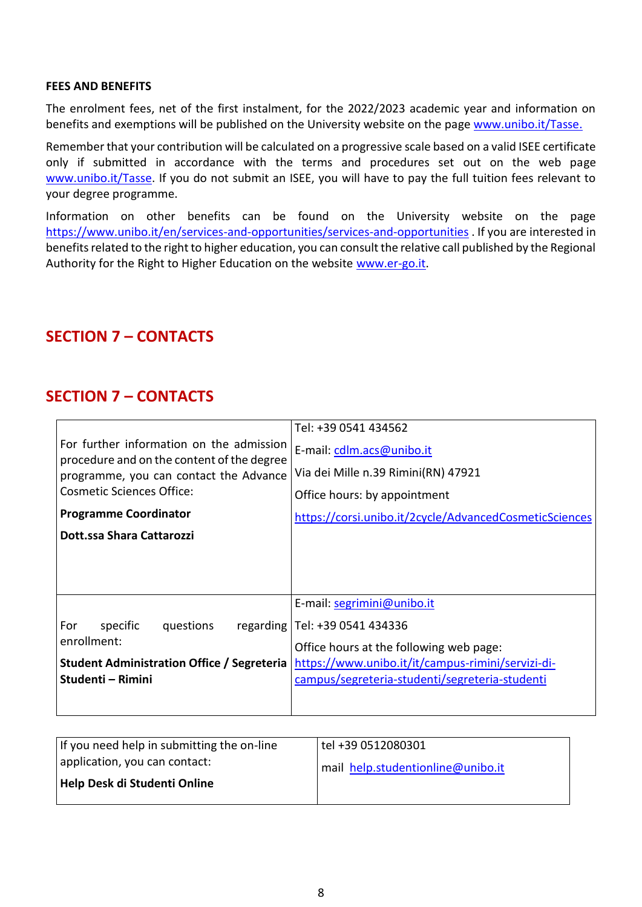**FEES AND BENEFITS**

The enrolment fees, net of the first instalment, for the 2022/2023 academic year and information on benefits and exemptions will be published on the University website on the page www.unibo.it/Tasse.

Remember that your contribution will be calculated on a progressive scale based on a valid ISEE certificate only if submitted in accordance with the terms and procedures set out on the web page www.unibo.it/Tasse. If you do not submit an ISEE, you will have to pay the full tuition fees relevant to your degree programme.

Information on other benefits can be found on the University website on the page https://www.unibo.it/en/services-and-opportunities/services-and-opportunities . If you are interested in benefits related to the right to higher education, you can consult the relative call published by the Regional Authority for the Right to Higher Education on the website www.er-go.it.

## SECTION 7 – CONTACTS

## SECTION 7 – CONTACTS

| | |
|---|---|
| For further information on the admission procedure and on the content of the degree programme, you can contact the Advance Cosmetic Sciences Office:<br><br>**Programme Coordinator**<br><br>**Dott.ssa Shara Cattarozzi** | Tel: +39 0541 434562<br><br>E-mail: cdlm.acs@unibo.it<br><br>Via dei Mille n.39 Rimini(RN) 47921<br><br>Office hours: by appointment<br><br>https://corsi.unibo.it/2cycle/AdvancedCosmeticSciences |
| For specific questions regarding enrollment:<br><br>**Student Administration Office / Segreteria Studenti – Rimini** | E-mail: segrimini@unibo.it<br><br>Tel: +39 0541 434336<br><br>Office hours at the following web page:<br>https://www.unibo.it/it/campus-rimini/servizi-di-campus/segreteria-studenti/segreteria-studenti |

| | |
|---|---|
| If you need help in submitting the on-line application, you can contact:<br><br>**Help Desk di Studenti Online** | tel +39 0512080301<br><br>mail help.studentionline@unibo.it |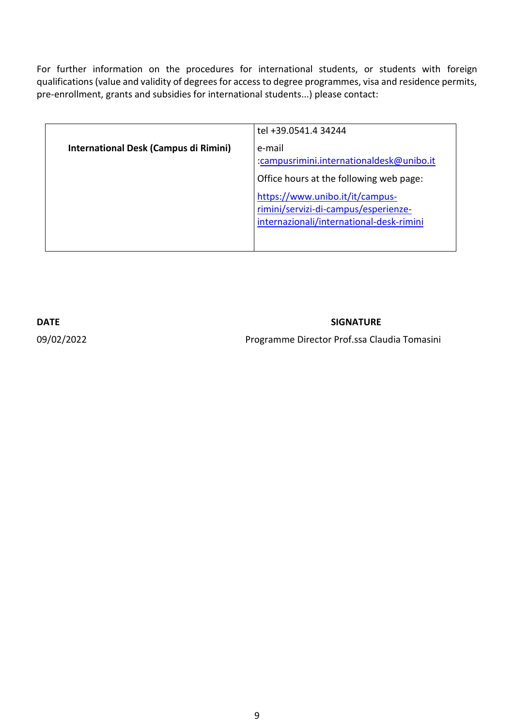For further information on the procedures for international students, or students with foreign qualifications (value and validity of degrees for access to degree programmes, visa and residence permits, pre-enrollment, grants and subsidies for international students...) please contact:

| | |
|---|---|
| **International Desk (Campus di Rimini)** | tel +39.0541.4 34244<br>e-mail :campusrimini.internationaldesk@unibo.it<br>Office hours at the following web page:<br>https://www.unibo.it/it/campus-rimini/servizi-di-campus/esperienze-internazionali/international-desk-rimini |

**DATE**

09/02/2022

**SIGNATURE**

Programme Director Prof.ssa Claudia Tomasini